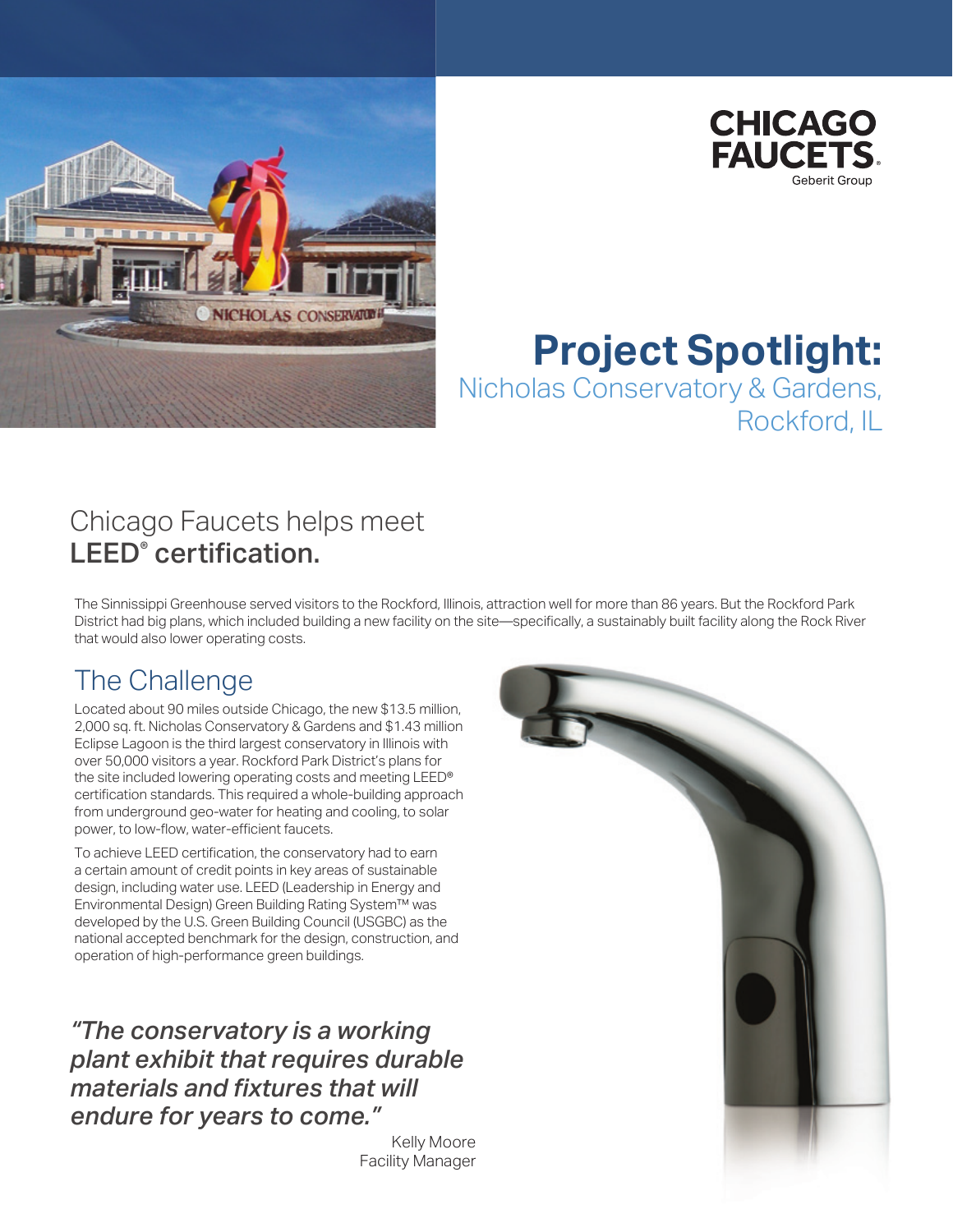CHICAGO FAUCETS
Geberit Group

# Project Spotlight:

Nicholas Conservatory & Gardens, Rockford, IL

## Chicago Faucets helps meet **LEED® certification.**

The Sinnissippi Greenhouse served visitors to the Rockford, Illinois, attraction well for more than 86 years. But the Rockford Park District had big plans, which included building a new facility on the site—specifically, a sustainably built facility along the Rock River that would also lower operating costs.

## The Challenge

Located about 90 miles outside Chicago, the new $13.5 million, 2,000 sq. ft. Nicholas Conservatory & Gardens and $1.43 million Eclipse Lagoon is the third largest conservatory in Illinois with over 50,000 visitors a year. Rockford Park District's plans for the site included lowering operating costs and meeting LEED® certification standards. This required a whole-building approach from underground geo-water for heating and cooling, to solar power, to low-flow, water-efficient faucets.

To achieve LEED certification, the conservatory had to earn a certain amount of credit points in key areas of sustainable design, including water use. LEED (Leadership in Energy and Environmental Design) Green Building Rating System™ was developed by the U.S. Green Building Council (USGBC) as the national accepted benchmark for the design, construction, and operation of high-performance green buildings.

*"The conservatory is a working plant exhibit that requires durable materials and fixtures that will endure for years to come."*

Kelly Moore
Facility Manager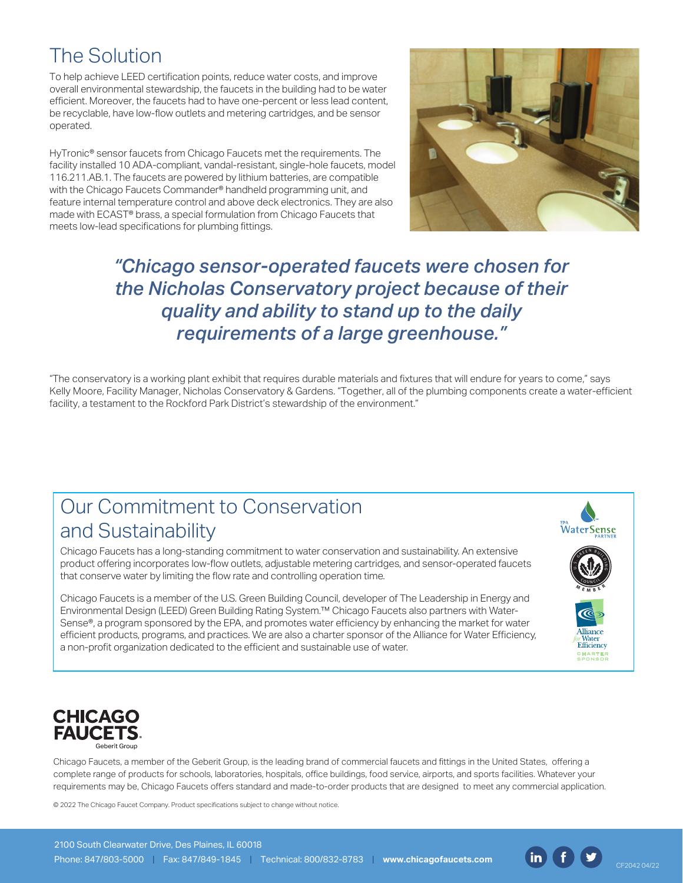## The Solution

To help achieve LEED certification points, reduce water costs, and improve overall environmental stewardship, the faucets in the building had to be water efficient. Moreover, the faucets had to have one-percent or less lead content, be recyclable, have low-flow outlets and metering cartridges, and be sensor operated.

HyTronic® sensor faucets from Chicago Faucets met the requirements. The facility installed 10 ADA-compliant, vandal-resistant, single-hole faucets, model 116.211.AB.1. The faucets are powered by lithium batteries, are compatible with the Chicago Faucets Commander® handheld programming unit, and feature internal temperature control and above deck electronics. They are also made with ECAST® brass, a special formulation from Chicago Faucets that meets low-lead specifications for plumbing fittings.

> ***"Chicago sensor-operated faucets were chosen for the Nicholas Conservatory project because of their quality and ability to stand up to the daily requirements of a large greenhouse."***

"The conservatory is a working plant exhibit that requires durable materials and fixtures that will endure for years to come," says Kelly Moore, Facility Manager, Nicholas Conservatory & Gardens. "Together, all of the plumbing components create a water-efficient facility, a testament to the Rockford Park District's stewardship of the environment."

## Our Commitment to Conservation and Sustainability

Chicago Faucets has a long-standing commitment to water conservation and sustainability. An extensive product offering incorporates low-flow outlets, adjustable metering cartridges, and sensor-operated faucets that conserve water by limiting the flow rate and controlling operation time.

Chicago Faucets is a member of the U.S. Green Building Council, developer of The Leadership in Energy and Environmental Design (LEED) Green Building Rating System.™ Chicago Faucets also partners with WaterSense®, a program sponsored by the EPA, and promotes water efficiency by enhancing the market for water efficient products, programs, and practices. We are also a charter sponsor of the Alliance for Water Efficiency, a non-profit organization dedicated to the efficient and sustainable use of water.

EPA WaterSense PARTNER

U.S. Green Building Council MEMBER

Alliance for Water Efficiency CHARTER SPONSOR

**CHICAGO FAUCETS.**
Geberit Group

Chicago Faucets, a member of the Geberit Group, is the leading brand of commercial faucets and fittings in the United States, offering a complete range of products for schools, laboratories, hospitals, office buildings, food service, airports, and sports facilities. Whatever your requirements may be, Chicago Faucets offers standard and made-to-order products that are designed to meet any commercial application.

© 2022 The Chicago Faucet Company. Product specifications subject to change without notice.

2100 South Clearwater Drive, Des Plaines, IL 60018

Phone: 847/803-5000 | Fax: 847/849-1845 | Technical: 800/832-8783 | **www.chicagofaucets.com**

CF2042 04/22